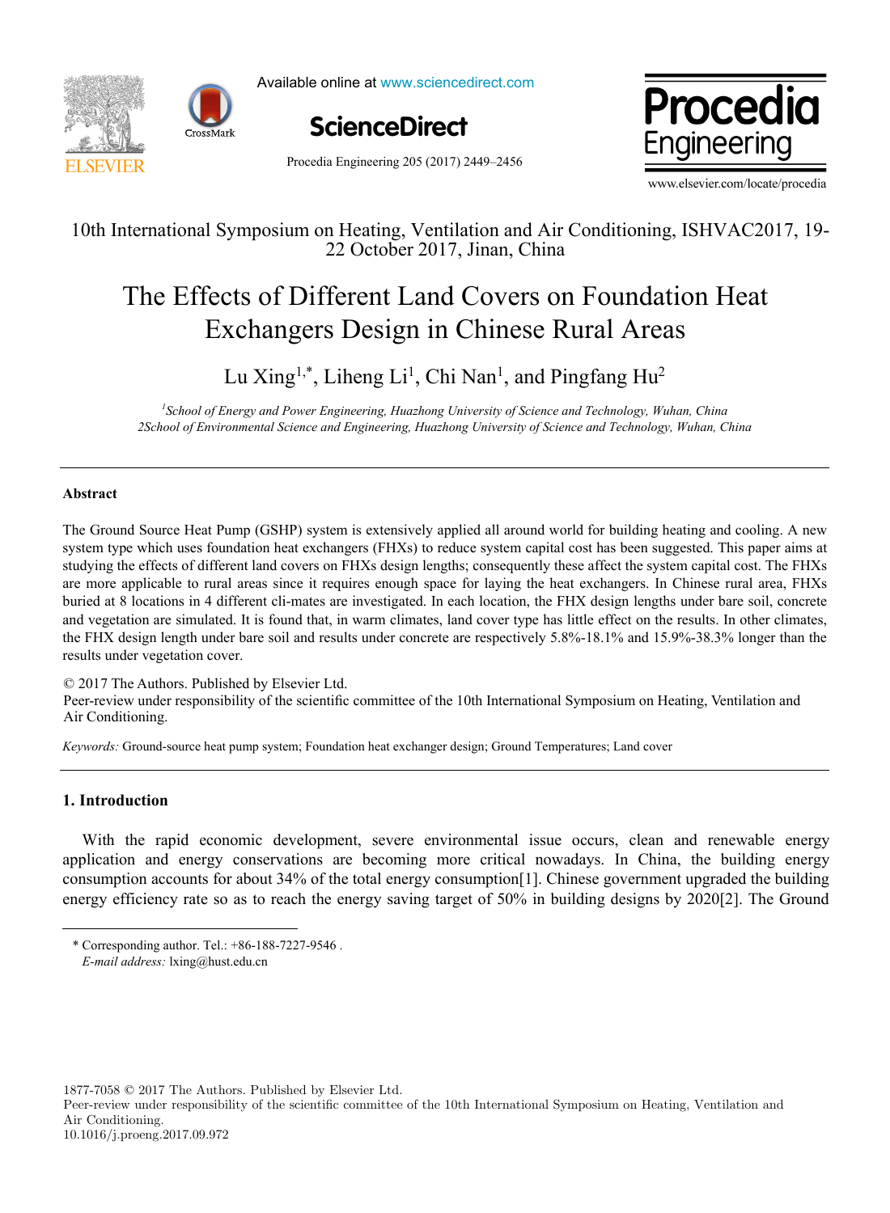10th International Symposium on Heating, Ventilation and Air Conditioning, ISHVAC2017, 19-22 October 2017, Jinan, China

# The Effects of Different Land Covers on Foundation Heat Exchangers Design in Chinese Rural Areas

Lu Xing[1,*], Liheng Li[1], Chi Nan[1], and Pingfang Hu[2]

[1]*School of Energy and Power Engineering, Huazhong University of Science and Technology, Wuhan, China*
*2School of Environmental Science and Engineering, Huazhong University of Science and Technology, Wuhan, China*

## Abstract

The Ground Source Heat Pump (GSHP) system is extensively applied all around world for building heating and cooling. A new system type which uses foundation heat exchangers (FHXs) to reduce system capital cost has been suggested. This paper aims at studying the effects of different land covers on FHXs design lengths; consequently these affect the system capital cost. The FHXs are more applicable to rural areas since it requires enough space for laying the heat exchangers. In Chinese rural area, FHXs buried at 8 locations in 4 different cli-mates are investigated. In each location, the FHX design lengths under bare soil, concrete and vegetation are simulated. It is found that, in warm climates, land cover type has little effect on the results. In other climates, the FHX design length under bare soil and results under concrete are respectively 5.8%-18.1% and 15.9%-38.3% longer than the results under vegetation cover.

© 2017 The Authors. Published by Elsevier Ltd.
Peer-review under responsibility of the scientific committee of the 10th International Symposium on Heating, Ventilation and Air Conditioning.

*Keywords:* Ground-source heat pump system; Foundation heat exchanger design; Ground Temperatures; Land cover

## 1. Introduction

With the rapid economic development, severe environmental issue occurs, clean and renewable energy application and energy conservations are becoming more critical nowadays. In China, the building energy consumption accounts for about 34% of the total energy consumption[1]. Chinese government upgraded the building energy efficiency rate so as to reach the energy saving target of 50% in building designs by 2020[2]. The Ground

* Corresponding author. Tel.: +86-188-7227-9546 .
*E-mail address:* lxing@hust.edu.cn

1877-7058 © 2017 The Authors. Published by Elsevier Ltd.
Peer-review under responsibility of the scientific committee of the 10th International Symposium on Heating, Ventilation and Air Conditioning.
10.1016/j.proeng.2017.09.972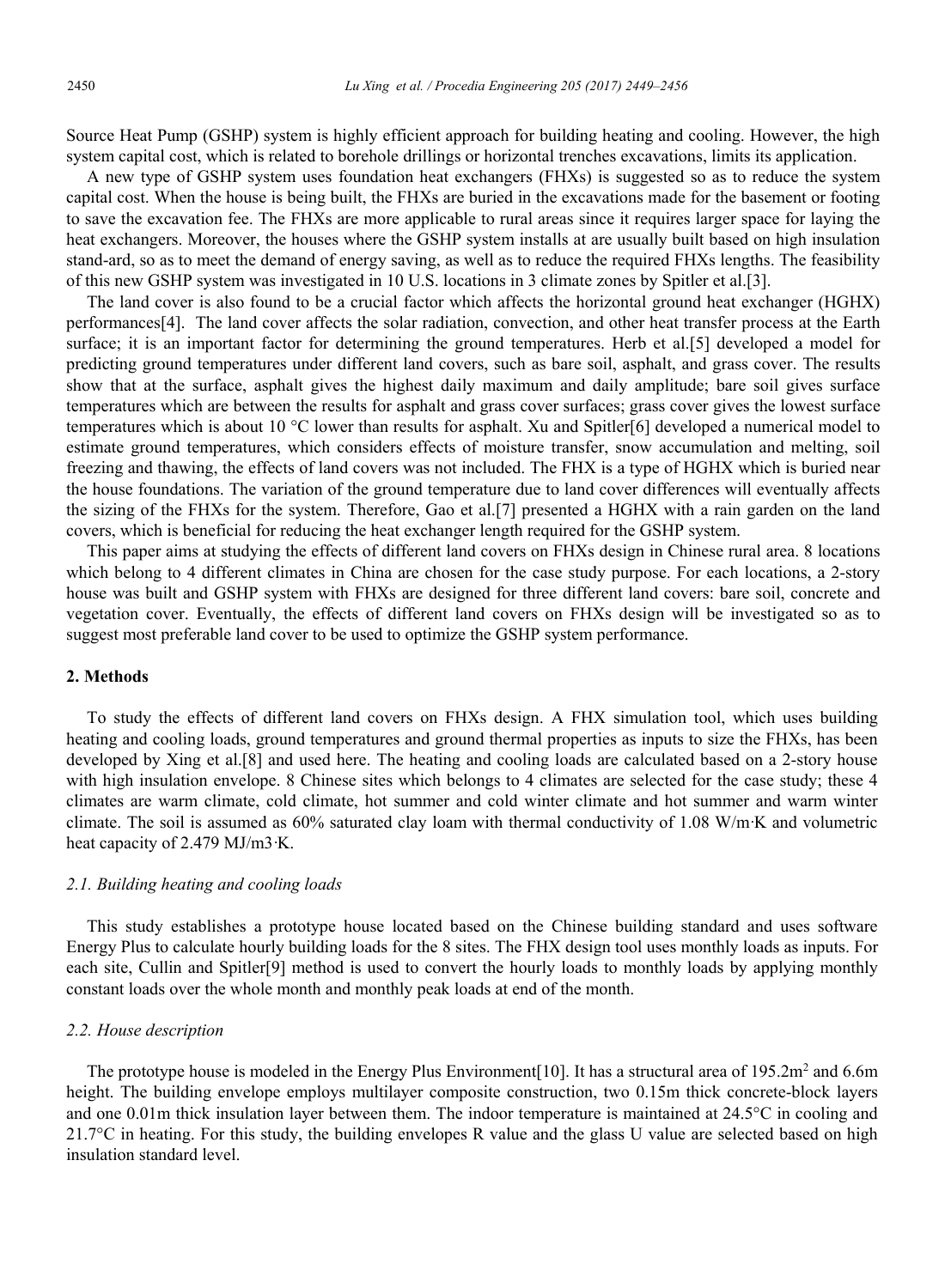Source Heat Pump (GSHP) system is highly efficient approach for building heating and cooling. However, the high system capital cost, which is related to borehole drillings or horizontal trenches excavations, limits its application.

A new type of GSHP system uses foundation heat exchangers (FHXs) is suggested so as to reduce the system capital cost. When the house is being built, the FHXs are buried in the excavations made for the basement or footing to save the excavation fee. The FHXs are more applicable to rural areas since it requires larger space for laying the heat exchangers. Moreover, the houses where the GSHP system installs at are usually built based on high insulation stand-ard, so as to meet the demand of energy saving, as well as to reduce the required FHXs lengths. The feasibility of this new GSHP system was investigated in 10 U.S. locations in 3 climate zones by Spitler et al.[3].

The land cover is also found to be a crucial factor which affects the horizontal ground heat exchanger (HGHX) performances[4]. The land cover affects the solar radiation, convection, and other heat transfer process at the Earth surface; it is an important factor for determining the ground temperatures. Herb et al.[5] developed a model for predicting ground temperatures under different land covers, such as bare soil, asphalt, and grass cover. The results show that at the surface, asphalt gives the highest daily maximum and daily amplitude; bare soil gives surface temperatures which are between the results for asphalt and grass cover surfaces; grass cover gives the lowest surface temperatures which is about 10 °C lower than results for asphalt. Xu and Spitler[6] developed a numerical model to estimate ground temperatures, which considers effects of moisture transfer, snow accumulation and melting, soil freezing and thawing, the effects of land covers was not included. The FHX is a type of HGHX which is buried near the house foundations. The variation of the ground temperature due to land cover differences will eventually affects the sizing of the FHXs for the system. Therefore, Gao et al.[7] presented a HGHX with a rain garden on the land covers, which is beneficial for reducing the heat exchanger length required for the GSHP system.

This paper aims at studying the effects of different land covers on FHXs design in Chinese rural area. 8 locations which belong to 4 different climates in China are chosen for the case study purpose. For each locations, a 2-story house was built and GSHP system with FHXs are designed for three different land covers: bare soil, concrete and vegetation cover. Eventually, the effects of different land covers on FHXs design will be investigated so as to suggest most preferable land cover to be used to optimize the GSHP system performance.

## 2. Methods

To study the effects of different land covers on FHXs design. A FHX simulation tool, which uses building heating and cooling loads, ground temperatures and ground thermal properties as inputs to size the FHXs, has been developed by Xing et al.[8] and used here. The heating and cooling loads are calculated based on a 2-story house with high insulation envelope. 8 Chinese sites which belongs to 4 climates are selected for the case study; these 4 climates are warm climate, cold climate, hot summer and cold winter climate and hot summer and warm winter climate. The soil is assumed as 60% saturated clay loam with thermal conductivity of 1.08 W/m·K and volumetric heat capacity of 2.479 MJ/m3·K.

### *2.1. Building heating and cooling loads*

This study establishes a prototype house located based on the Chinese building standard and uses software Energy Plus to calculate hourly building loads for the 8 sites. The FHX design tool uses monthly loads as inputs. For each site, Cullin and Spitler[9] method is used to convert the hourly loads to monthly loads by applying monthly constant loads over the whole month and monthly peak loads at end of the month.

### *2.2. House description*

The prototype house is modeled in the Energy Plus Environment[10]. It has a structural area of 195.2m$^2$ and 6.6m height. The building envelope employs multilayer composite construction, two 0.15m thick concrete-block layers and one 0.01m thick insulation layer between them. The indoor temperature is maintained at 24.5°C in cooling and 21.7°C in heating. For this study, the building envelopes R value and the glass U value are selected based on high insulation standard level.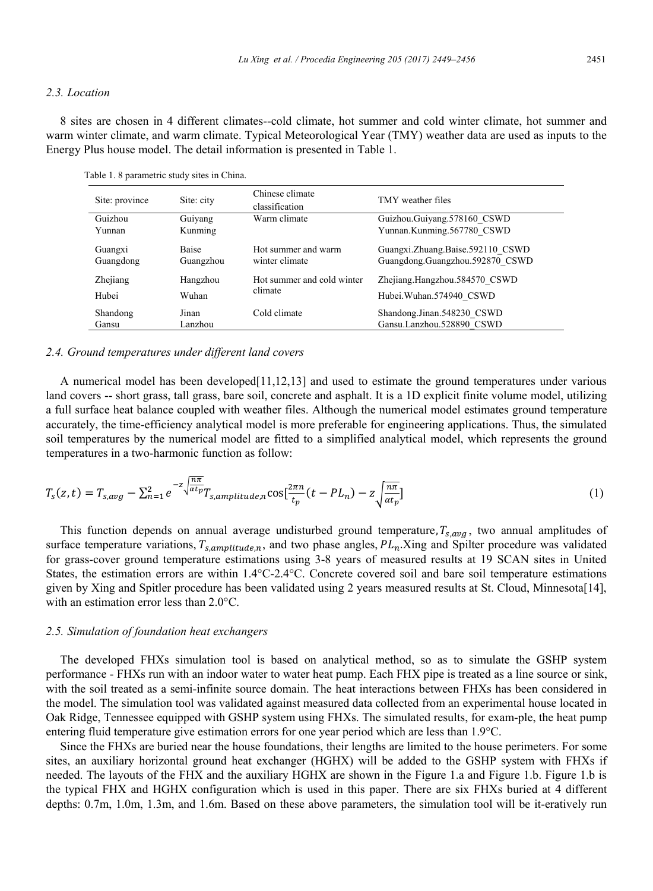### 2.3. Location

8 sites are chosen in 4 different climates--cold climate, hot summer and cold winter climate, hot summer and warm winter climate, and warm climate. Typical Meteorological Year (TMY) weather data are used as inputs to the Energy Plus house model. The detail information is presented in Table 1.

Table 1. 8 parametric study sites in China.

| Site: province | Site: city | Chinese climate classification | TMY weather files |
|---|---|---|---|
| Guizhou | Guiyang | Warm climate | Guizhou.Guiyang.578160_CSWD |
| Yunnan | Kunming | | Yunnan.Kunming.567780_CSWD |
| Guangxi | Baise | Hot summer and warm winter climate | Guangxi.Zhuang.Baise.592110_CSWD |
| Guangdong | Guangzhou | | Guangdong.Guangzhou.592870_CSWD |
| Zhejiang | Hangzhou | Hot summer and cold winter climate | Zhejiang.Hangzhou.584570_CSWD |
| Hubei | Wuhan | | Hubei.Wuhan.574940_CSWD |
| Shandong | Jinan | Cold climate | Shandong.Jinan.548230_CSWD |
| Gansu | Lanzhou | | Gansu.Lanzhou.528890_CSWD |

### 2.4. Ground temperatures under different land covers

A numerical model has been developed[11,12,13] and used to estimate the ground temperatures under various land covers -- short grass, tall grass, bare soil, concrete and asphalt. It is a 1D explicit finite volume model, utilizing a full surface heat balance coupled with weather files. Although the numerical model estimates ground temperature accurately, the time-efficiency analytical model is more preferable for engineering applications. Thus, the simulated soil temperatures by the numerical model are fitted to a simplified analytical model, which represents the ground temperatures in a two-harmonic function as follow:

$$T_s(z,t) = T_{s,avg} - \sum_{n=1}^{2} e^{-z\sqrt{\frac{n\pi}{\alpha t_p}}} T_{s,amplitude,n} \cos\left[\frac{2\pi n}{t_p}(t - PL_n) - z\sqrt{\frac{n\pi}{\alpha t_p}}\right] \tag{1}$$

This function depends on annual average undisturbed ground temperature, $T_{s,avg}$, two annual amplitudes of surface temperature variations, $T_{s,amplitude,n}$, and two phase angles, $PL_n$.Xing and Spilter procedure was validated for grass-cover ground temperature estimations using 3-8 years of measured results at 19 SCAN sites in United States, the estimation errors are within 1.4°C-2.4°C. Concrete covered soil and bare soil temperature estimations given by Xing and Spitler procedure has been validated using 2 years measured results at St. Cloud, Minnesota[14], with an estimation error less than 2.0°C.

### 2.5. Simulation of foundation heat exchangers

The developed FHXs simulation tool is based on analytical method, so as to simulate the GSHP system performance - FHXs run with an indoor water to water heat pump. Each FHX pipe is treated as a line source or sink, with the soil treated as a semi-infinite source domain. The heat interactions between FHXs has been considered in the model. The simulation tool was validated against measured data collected from an experimental house located in Oak Ridge, Tennessee equipped with GSHP system using FHXs. The simulated results, for exam-ple, the heat pump entering fluid temperature give estimation errors for one year period which are less than 1.9°C.

Since the FHXs are buried near the house foundations, their lengths are limited to the house perimeters. For some sites, an auxiliary horizontal ground heat exchanger (HGHX) will be added to the GSHP system with FHXs if needed. The layouts of the FHX and the auxiliary HGHX are shown in the Figure 1.a and Figure 1.b. Figure 1.b is the typical FHX and HGHX configuration which is used in this paper. There are six FHXs buried at 4 different depths: 0.7m, 1.0m, 1.3m, and 1.6m. Based on these above parameters, the simulation tool will be it-eratively run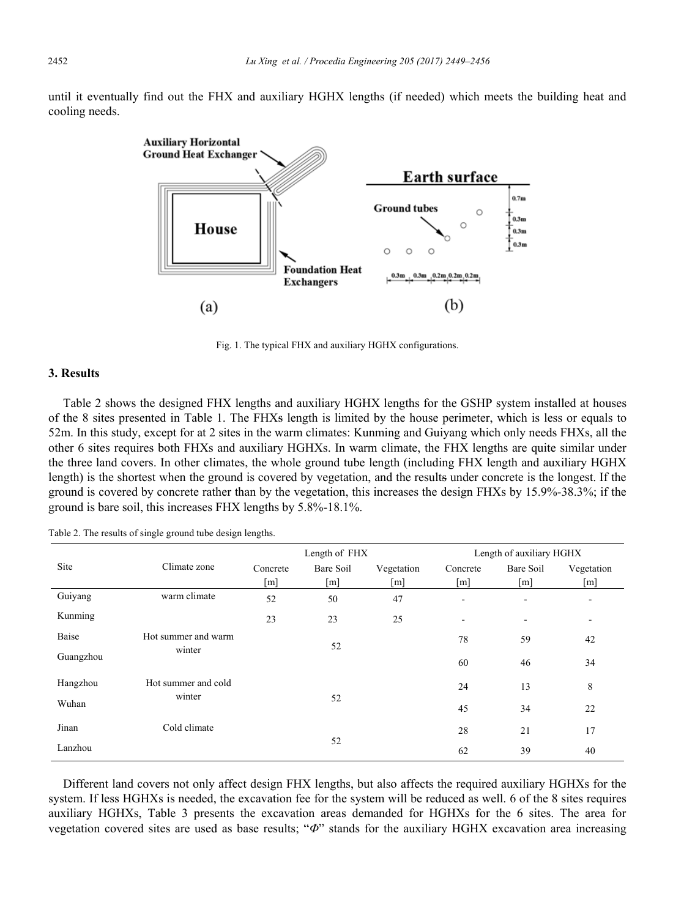until it eventually find out the FHX and auxiliary HGHX lengths (if needed) which meets the building heat and cooling needs.

Fig. 1. The typical FHX and auxiliary HGHX configurations.

## 3. Results

Table 2 shows the designed FHX lengths and auxiliary HGHX lengths for the GSHP system installed at houses of the 8 sites presented in Table 1. The FHXs length is limited by the house perimeter, which is less or equals to 52m. In this study, except for at 2 sites in the warm climates: Kunming and Guiyang which only needs FHXs, all the other 6 sites requires both FHXs and auxiliary HGHXs. In warm climate, the FHX lengths are quite similar under the three land covers. In other climates, the whole ground tube length (including FHX length and auxiliary HGHX length) is the shortest when the ground is covered by vegetation, and the results under concrete is the longest. If the ground is covered by concrete rather than by the vegetation, this increases the design FHXs by 15.9%-38.3%; if the ground is bare soil, this increases FHX lengths by 5.8%-18.1%.

Table 2. The results of single ground tube design lengths.

| Site | Climate zone | Length of FHX | | | Length of auxiliary HGHX | | |
|---|---|---|---|---|---|---|---|
| | | Concrete [m] | Bare Soil [m] | Vegetation [m] | Concrete [m] | Bare Soil [m] | Vegetation [m] |
| Guiyang | warm climate | 52 | 50 | 47 | - | - | - |
| Kunming | | 23 | 23 | 25 | - | - | - |
| Baise | Hot summer and warm winter | | 52 | | 78 | 59 | 42 |
| Guangzhou | | | | | 60 | 46 | 34 |
| Hangzhou | Hot summer and cold winter | | 52 | | 24 | 13 | 8 |
| Wuhan | | | | | 45 | 34 | 22 |
| Jinan | Cold climate | | 52 | | 28 | 21 | 17 |
| Lanzhou | | | | | 62 | 39 | 40 |

Different land covers not only affect design FHX lengths, but also affects the required auxiliary HGHXs for the system. If less HGHXs is needed, the excavation fee for the system will be reduced as well. 6 of the 8 sites requires auxiliary HGHXs, Table 3 presents the excavation areas demanded for HGHXs for the 6 sites. The area for vegetation covered sites are used as base results; "$\Phi$" stands for the auxiliary HGHX excavation area increasing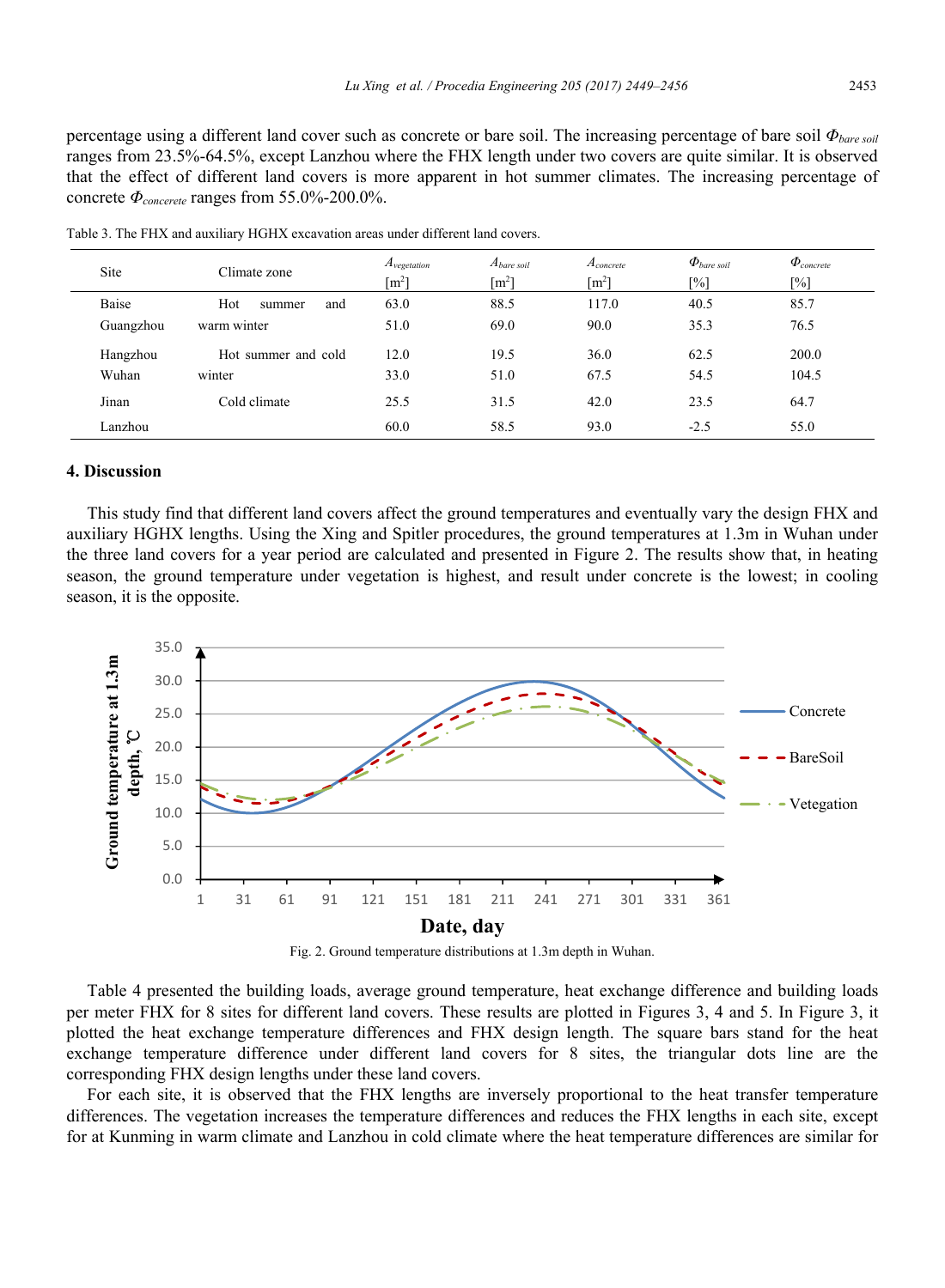percentage using a different land cover such as concrete or bare soil. The increasing percentage of bare soil $\Phi_{bare\ soil}$ ranges from 23.5%-64.5%, except Lanzhou where the FHX length under two covers are quite similar. It is observed that the effect of different land covers is more apparent in hot summer climates. The increasing percentage of concrete $\Phi_{concerete}$ ranges from 55.0%-200.0%.

Table 3. The FHX and auxiliary HGHX excavation areas under different land covers.

| Site | Climate zone | $A_{vegetation}$ [m$^2$] | $A_{bare\ soil}$ [m$^2$] | $A_{concrete}$ [m$^2$] | $\Phi_{bare\ soil}$ [%] | $\Phi_{concrete}$ [%] |
|---|---|---|---|---|---|---|
| Baise | Hot summer and warm winter | 63.0 | 88.5 | 117.0 | 40.5 | 85.7 |
| Guangzhou | | 51.0 | 69.0 | 90.0 | 35.3 | 76.5 |
| Hangzhou | Hot summer and cold winter | 12.0 | 19.5 | 36.0 | 62.5 | 200.0 |
| Wuhan | | 33.0 | 51.0 | 67.5 | 54.5 | 104.5 |
| Jinan | Cold climate | 25.5 | 31.5 | 42.0 | 23.5 | 64.7 |
| Lanzhou | | 60.0 | 58.5 | 93.0 | -2.5 | 55.0 |

## 4. Discussion

This study find that different land covers affect the ground temperatures and eventually vary the design FHX and auxiliary HGHX lengths. Using the Xing and Spitler procedures, the ground temperatures at 1.3m in Wuhan under the three land covers for a year period are calculated and presented in Figure 2. The results show that, in heating season, the ground temperature under vegetation is highest, and result under concrete is the lowest; in cooling season, it is the opposite.

Fig. 2. Ground temperature distributions at 1.3m depth in Wuhan.

Table 4 presented the building loads, average ground temperature, heat exchange difference and building loads per meter FHX for 8 sites for different land covers. These results are plotted in Figures 3, 4 and 5. In Figure 3, it plotted the heat exchange temperature differences and FHX design length. The square bars stand for the heat exchange temperature difference under different land covers for 8 sites, the triangular dots line are the corresponding FHX design lengths under these land covers.

For each site, it is observed that the FHX lengths are inversely proportional to the heat transfer temperature differences. The vegetation increases the temperature differences and reduces the FHX lengths in each site, except for at Kunming in warm climate and Lanzhou in cold climate where the heat temperature differences are similar for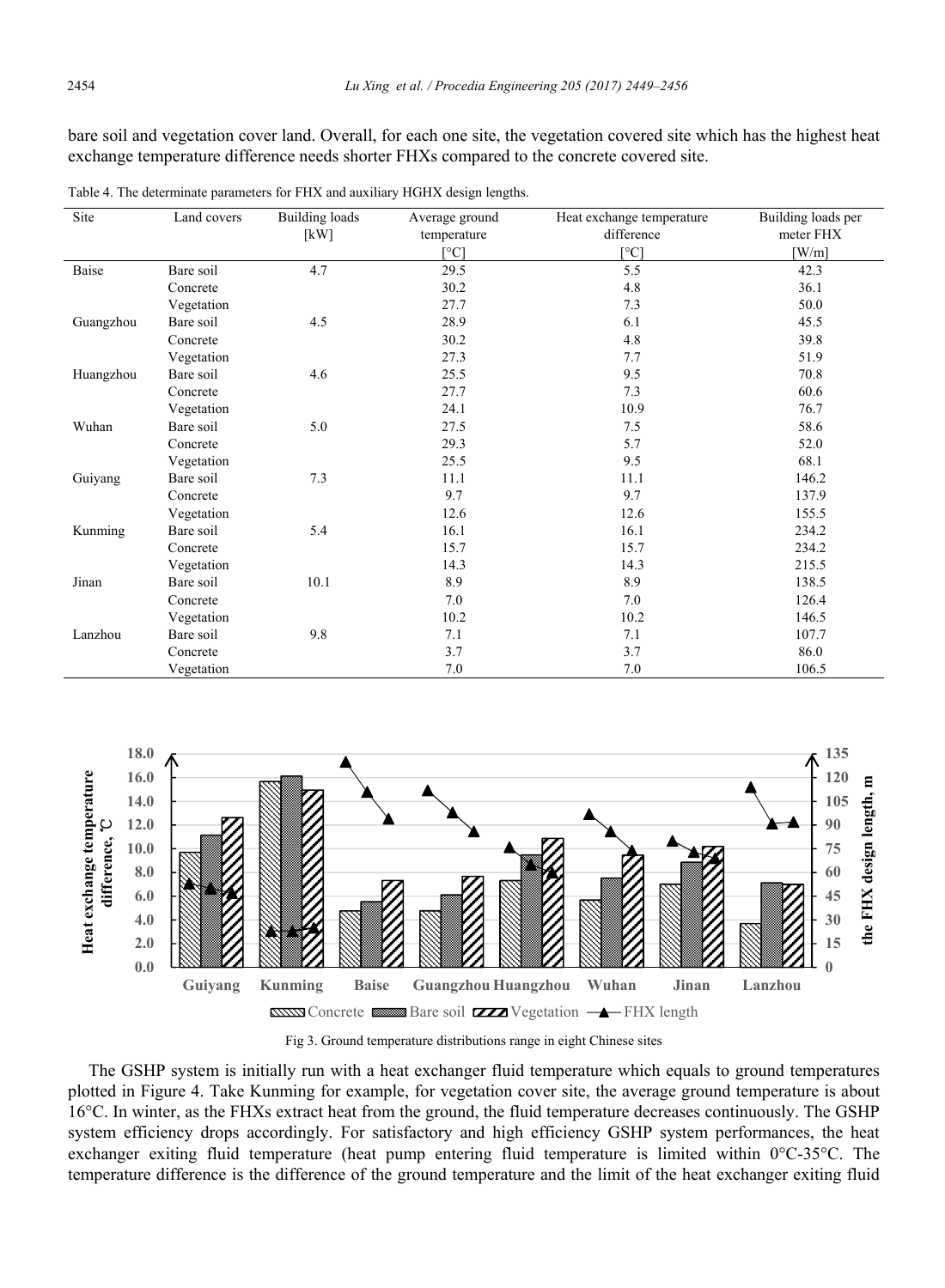bare soil and vegetation cover land. Overall, for each one site, the vegetation covered site which has the highest heat exchange temperature difference needs shorter FHXs compared to the concrete covered site.

Table 4. The determinate parameters for FHX and auxiliary HGHX design lengths.

| Site | Land covers | Building loads [kW] | Average ground temperature [°C] | Heat exchange temperature difference [°C] | Building loads per meter FHX [W/m] |
|---|---|---|---|---|---|
| Baise | Bare soil | 4.7 | 29.5 | 5.5 | 42.3 |
| | Concrete | | 30.2 | 4.8 | 36.1 |
| | Vegetation | | 27.7 | 7.3 | 50.0 |
| Guangzhou | Bare soil | 4.5 | 28.9 | 6.1 | 45.5 |
| | Concrete | | 30.2 | 4.8 | 39.8 |
| | Vegetation | | 27.3 | 7.7 | 51.9 |
| Huangzhou | Bare soil | 4.6 | 25.5 | 9.5 | 70.8 |
| | Concrete | | 27.7 | 7.3 | 60.6 |
| | Vegetation | | 24.1 | 10.9 | 76.7 |
| Wuhan | Bare soil | 5.0 | 27.5 | 7.5 | 58.6 |
| | Concrete | | 29.3 | 5.7 | 52.0 |
| | Vegetation | | 25.5 | 9.5 | 68.1 |
| Guiyang | Bare soil | 7.3 | 11.1 | 11.1 | 146.2 |
| | Concrete | | 9.7 | 9.7 | 137.9 |
| | Vegetation | | 12.6 | 12.6 | 155.5 |
| Kunming | Bare soil | 5.4 | 16.1 | 16.1 | 234.2 |
| | Concrete | | 15.7 | 15.7 | 234.2 |
| | Vegetation | | 14.3 | 14.3 | 215.5 |
| Jinan | Bare soil | 10.1 | 8.9 | 8.9 | 138.5 |
| | Concrete | | 7.0 | 7.0 | 126.4 |
| | Vegetation | | 10.2 | 10.2 | 146.5 |
| Lanzhou | Bare soil | 9.8 | 7.1 | 7.1 | 107.7 |
| | Concrete | | 3.7 | 3.7 | 86.0 |
| | Vegetation | | 7.0 | 7.0 | 106.5 |

Fig 3. Ground temperature distributions range in eight Chinese sites

The GSHP system is initially run with a heat exchanger fluid temperature which equals to ground temperatures plotted in Figure 4. Take Kunming for example, for vegetation cover site, the average ground temperature is about 16°C. In winter, as the FHXs extract heat from the ground, the fluid temperature decreases continuously. The GSHP system efficiency drops accordingly. For satisfactory and high efficiency GSHP system performances, the heat exchanger exiting fluid temperature (heat pump entering fluid temperature is limited within 0°C-35°C. The temperature difference is the difference of the ground temperature and the limit of the heat exchanger exiting fluid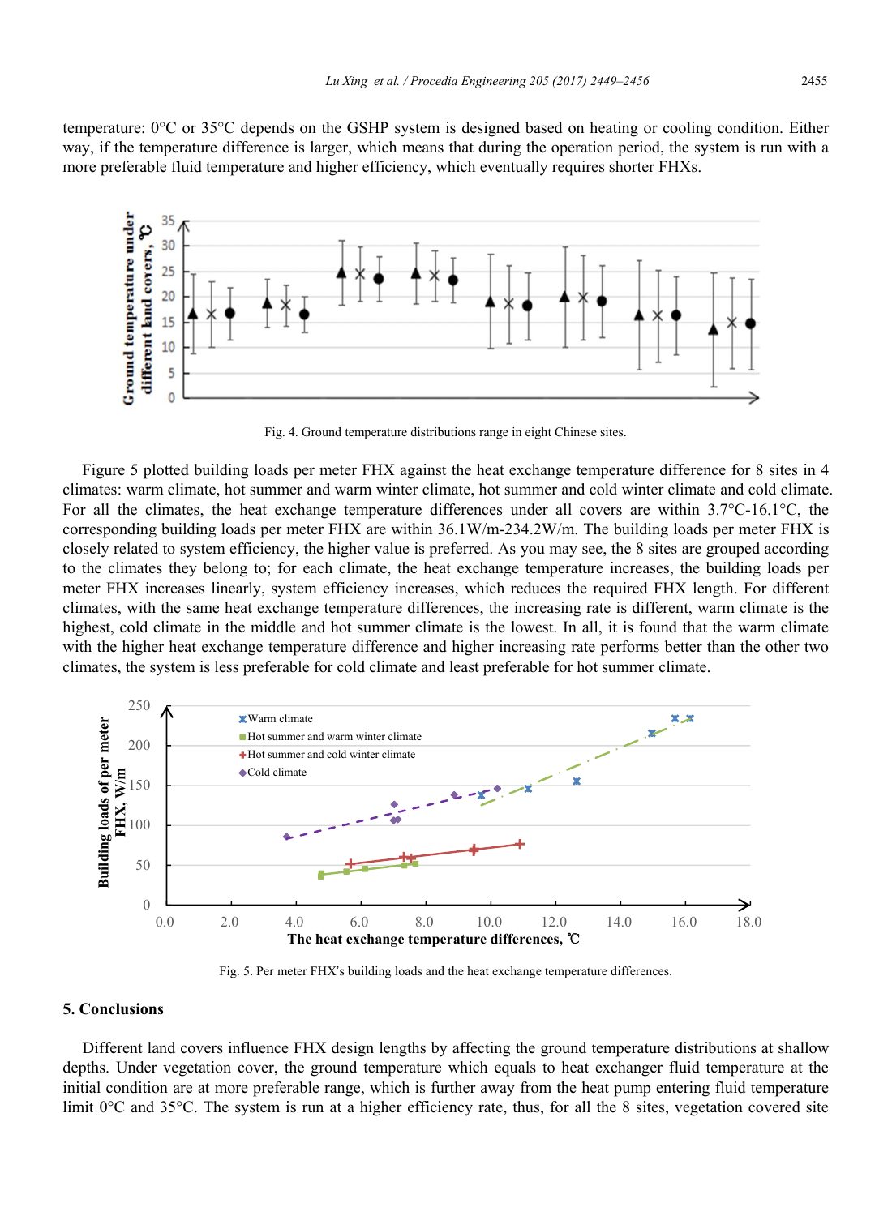temperature: 0°C or 35°C depends on the GSHP system is designed based on heating or cooling condition. Either way, if the temperature difference is larger, which means that during the operation period, the system is run with a more preferable fluid temperature and higher efficiency, which eventually requires shorter FHXs.

Fig. 4. Ground temperature distributions range in eight Chinese sites.

Figure 5 plotted building loads per meter FHX against the heat exchange temperature difference for 8 sites in 4 climates: warm climate, hot summer and warm winter climate, hot summer and cold winter climate and cold climate. For all the climates, the heat exchange temperature differences under all covers are within 3.7°C-16.1°C, the corresponding building loads per meter FHX are within 36.1W/m-234.2W/m. The building loads per meter FHX is closely related to system efficiency, the higher value is preferred. As you may see, the 8 sites are grouped according to the climates they belong to; for each climate, the heat exchange temperature increases, the building loads per meter FHX increases linearly, system efficiency increases, which reduces the required FHX length. For different climates, with the same heat exchange temperature differences, the increasing rate is different, warm climate is the highest, cold climate in the middle and hot summer climate is the lowest. In all, it is found that the warm climate with the higher heat exchange temperature difference and higher increasing rate performs better than the other two climates, the system is less preferable for cold climate and least preferable for hot summer climate.

Fig. 5. Per meter FHX's building loads and the heat exchange temperature differences.

## 5. Conclusions

Different land covers influence FHX design lengths by affecting the ground temperature distributions at shallow depths. Under vegetation cover, the ground temperature which equals to heat exchanger fluid temperature at the initial condition are at more preferable range, which is further away from the heat pump entering fluid temperature limit 0°C and 35°C. The system is run at a higher efficiency rate, thus, for all the 8 sites, vegetation covered site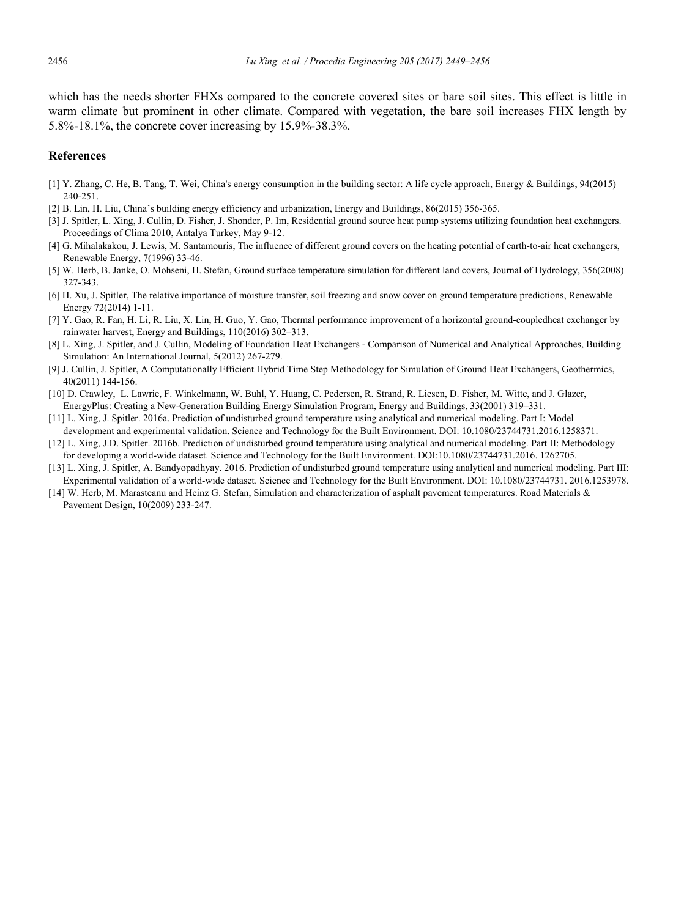which has the needs shorter FHXs compared to the concrete covered sites or bare soil sites. This effect is little in warm climate but prominent in other climate. Compared with vegetation, the bare soil increases FHX length by 5.8%-18.1%, the concrete cover increasing by 15.9%-38.3%.

## References

[1] Y. Zhang, C. He, B. Tang, T. Wei, China's energy consumption in the building sector: A life cycle approach, Energy & Buildings, 94(2015) 240-251.

[2] B. Lin, H. Liu, China's building energy efficiency and urbanization, Energy and Buildings, 86(2015) 356-365.

[3] J. Spitler, L. Xing, J. Cullin, D. Fisher, J. Shonder, P. Im, Residential ground source heat pump systems utilizing foundation heat exchangers. Proceedings of Clima 2010, Antalya Turkey, May 9-12.

[4] G. Mihalakakou, J. Lewis, M. Santamouris, The influence of different ground covers on the heating potential of earth-to-air heat exchangers, Renewable Energy, 7(1996) 33-46.

[5] W. Herb, B. Janke, O. Mohseni, H. Stefan, Ground surface temperature simulation for different land covers, Journal of Hydrology, 356(2008) 327-343.

[6] H. Xu, J. Spitler, The relative importance of moisture transfer, soil freezing and snow cover on ground temperature predictions, Renewable Energy 72(2014) 1-11.

[7] Y. Gao, R. Fan, H. Li, R. Liu, X. Lin, H. Guo, Y. Gao, Thermal performance improvement of a horizontal ground-coupledheat exchanger by rainwater harvest, Energy and Buildings, 110(2016) 302–313.

[8] L. Xing, J. Spitler, and J. Cullin, Modeling of Foundation Heat Exchangers - Comparison of Numerical and Analytical Approaches, Building Simulation: An International Journal, 5(2012) 267-279.

[9] J. Cullin, J. Spitler, A Computationally Efficient Hybrid Time Step Methodology for Simulation of Ground Heat Exchangers, Geothermics, 40(2011) 144-156.

[10] D. Crawley, L. Lawrie, F. Winkelmann, W. Buhl, Y. Huang, C. Pedersen, R. Strand, R. Liesen, D. Fisher, M. Witte, and J. Glazer, EnergyPlus: Creating a New-Generation Building Energy Simulation Program, Energy and Buildings, 33(2001) 319–331.

[11] L. Xing, J. Spitler. 2016a. Prediction of undisturbed ground temperature using analytical and numerical modeling. Part I: Model development and experimental validation. Science and Technology for the Built Environment. DOI: 10.1080/23744731.2016.1258371.

[12] L. Xing, J.D. Spitler. 2016b. Prediction of undisturbed ground temperature using analytical and numerical modeling. Part II: Methodology for developing a world-wide dataset. Science and Technology for the Built Environment. DOI:10.1080/23744731.2016. 1262705.

[13] L. Xing, J. Spitler, A. Bandyopadhyay. 2016. Prediction of undisturbed ground temperature using analytical and numerical modeling. Part III: Experimental validation of a world-wide dataset. Science and Technology for the Built Environment. DOI: 10.1080/23744731. 2016.1253978.

[14] W. Herb, M. Marasteanu and Heinz G. Stefan, Simulation and characterization of asphalt pavement temperatures. Road Materials & Pavement Design, 10(2009) 233-247.